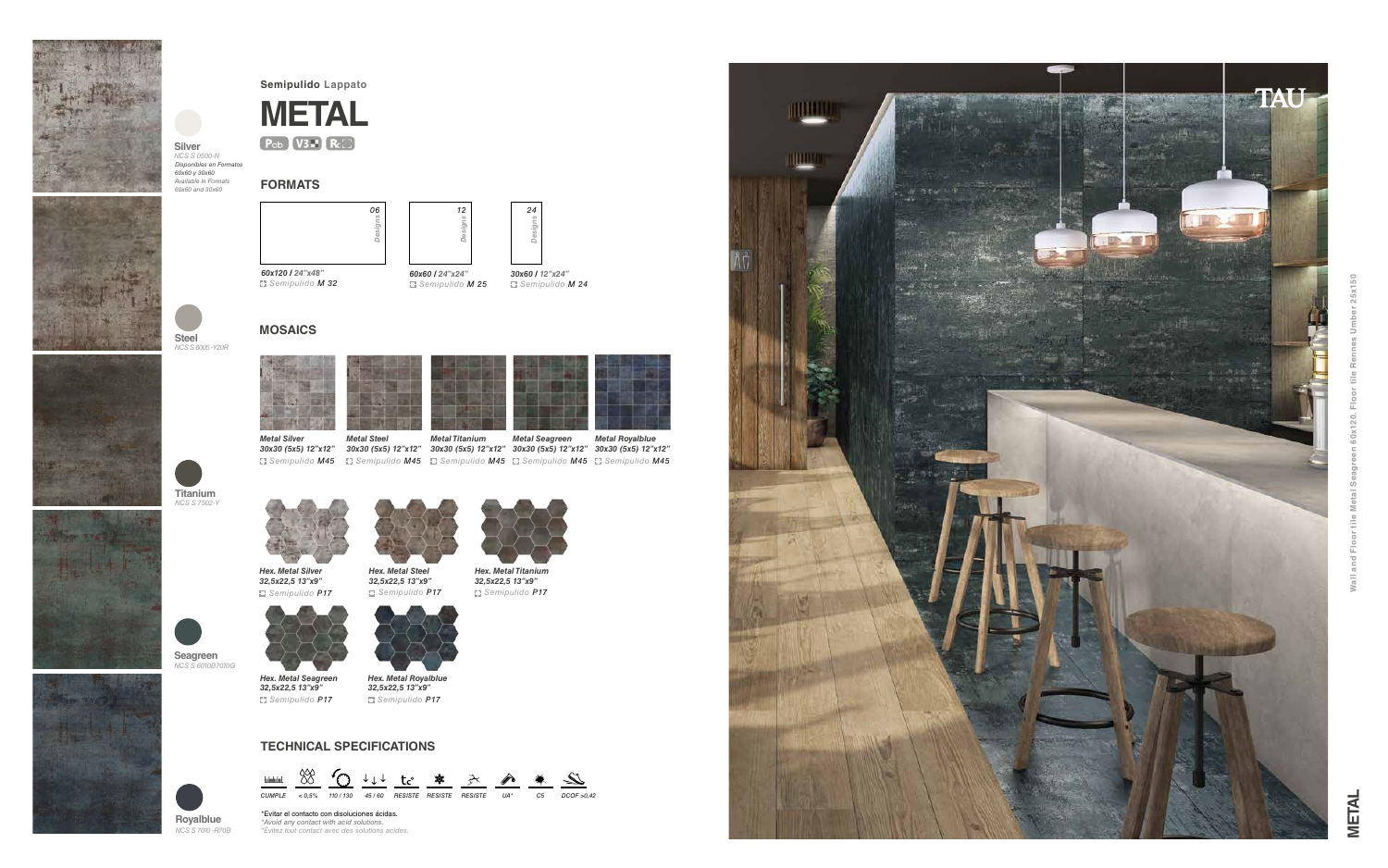Semipulido **Lappato**

# METAL

**Silver**
*NCS S 0500-N*
*Disponibles en Formatos 60x60 y 30x60*
*Available in Formats 60x60 and 30x60*

**Steel**
*NCS S 6005-Y20R*

**Titanium**
*NCS S 7502-Y*

**Seagreen**
*NCS S 6010B7010G*

**Royalblue**
*NCS S 7010-R70B*

## FORMATS

| Format | Designs | Finish |
|---|---|---|
| *60x120 / 24"x48"* | 06 Designs | Semipulido **M 32** |
| *60x60 / 24"x24"* | 12 Designs | Semipulido **M 25** |
| *30x60 / 12"x24"* | 24 Designs | Semipulido **M 24** |

## MOSAICS

| Mosaic | Size | Finish |
|---|---|---|
| *Metal Silver* | *30x30 (5x5) 12"x12"* | Semipulido **M45** |
| *Metal Steel* | *30x30 (5x5) 12"x12"* | Semipulido **M45** |
| *Metal Titanium* | *30x30 (5x5) 12"x12"* | Semipulido **M45** |
| *Metal Seagreen* | *30x30 (5x5) 12"x12"* | Semipulido **M45** |
| *Metal Royalblue* | *30x30 (5x5) 12"x12"* | Semipulido **M45** |
| *Hex. Metal Silver* | *32,5x22,5 13"x9"* | Semipulido **P17** |
| *Hex. Metal Steel* | *32,5x22,5 13"x9"* | Semipulido **P17** |
| *Hex. Metal Titanium* | *32,5x22,5 13"x9"* | Semipulido **P17** |
| *Hex. Metal Seagreen* | *32,5x22,5 13"x9"* | Semipulido **P17** |
| *Hex. Metal Royalblue* | *32,5x22,5 13"x9"* | Semipulido **P17** |

## TECHNICAL SPECIFICATIONS

CUMPLE | < 0,5% | 110 / 130 | 45 / 60 | RESISTE | RESISTE | RESISTE | UA* | C5 | DCOF >0,42

*Evitar el contacto con disoluciones ácidas.
*Avoid any contact with acid solutions.*
*Évitez tout contact avec des solutions acides.*

TAU

Wall and Floor tile Metal Seagreen 60x120. Floor tile Rennes Umber 25x150

METAL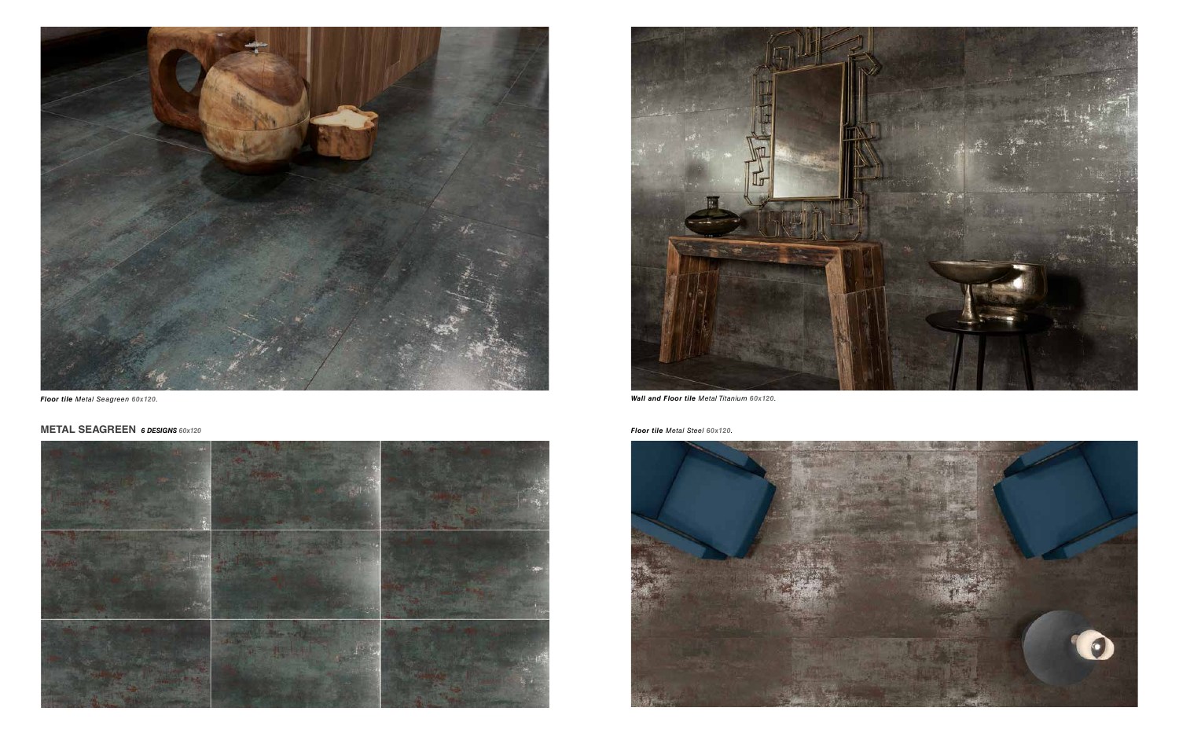***Floor tile*** *Metal Seagreen 60x120.*

## METAL SEAGREEN ***6 DESIGNS*** *60x120*

***Wall and Floor tile*** *Metal Titanium 60x120.*

***Floor tile*** *Metal Steel 60x120.*